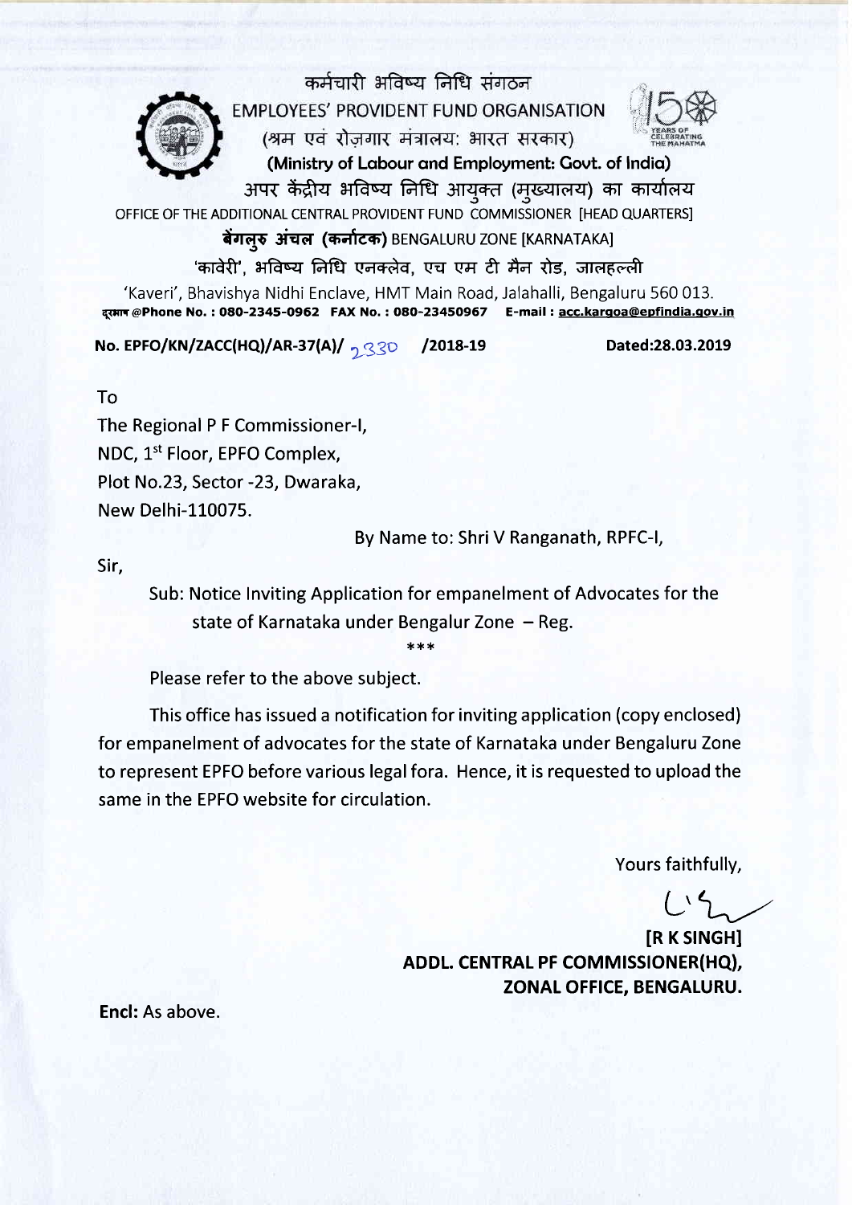कर्मचारी भविष्य निधि संगठन

EMPLOYEES' PROVIDENT FUND ORGANISATION

(श्रम एवं रोज़गार मंत्रालय: भारत सरकार)

**(Ministry of Labour and Employment: Govt. of India)**

अपर केंद्रीय भविष्य निधि आयुक्त (मुख्यालय) का कार्यालय

OFFICE OF THE ADDITIONAL CENTRAL PROVIDENT FUND COMMISSIONER [HEAD QUARTERS]

**बेंगलुरु अंचल (कर्नाटक)** BENGALURU ZONE [KARNATAKA]

'कावेरी', भविष्य निधि एनक्लेव, एच एम टी मैन रोड, जालहल्ली

'Kaveri', Bhavishya Nidhi Enclave, HMT Main Road, Jalahalli, Bengaluru 560 013.

**दूरभाष @Phone No. : 080-2345-0962 FAX No. : 080-23450967 E-mail : acc.kargoa@epfindia.gov.in**

**No. EPFO/KN/ZACC(HQ)/AR-37(A)/ 2330 /2018-19** **Dated:28.03.2019**

To

The Regional P F Commissioner-I,
NDC, 1st Floor, EPFO Complex,
Plot No.23, Sector -23, Dwaraka,
New Delhi-110075.

By Name to: Shri V Ranganath, RPFC-I,

Sir,

Sub: Notice Inviting Application for empanelment of Advocates for the state of Karnataka under Bengalur Zone – Reg.

***

Please refer to the above subject.

This office has issued a notification for inviting application (copy enclosed) for empanelment of advocates for the state of Karnataka under Bengaluru Zone to represent EPFO before various legal fora. Hence, it is requested to upload the same in the EPFO website for circulation.

Yours faithfully,

**[R K SINGH]**
**ADDL. CENTRAL PF COMMISSIONER(HQ),**
**ZONAL OFFICE, BENGALURU.**

**Encl:** As above.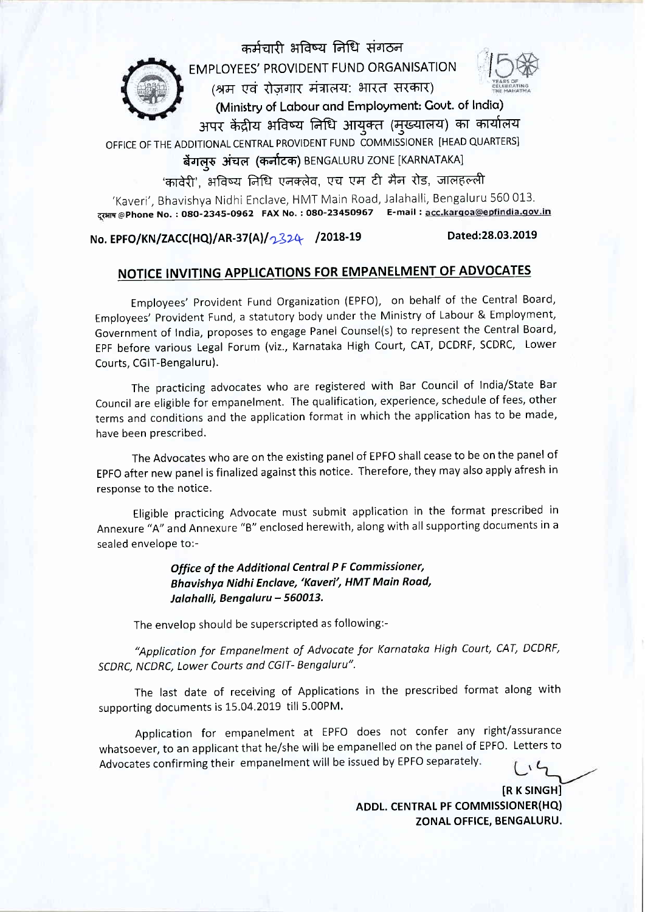कर्मचारी भविष्य निधि संगठन

EMPLOYEES' PROVIDENT FUND ORGANISATION

(श्रम एवं रोज़गार मंत्रालय: भारत सरकार)

(Ministry of Labour and Employment: Govt. of India)

अपर केंद्रीय भविष्य निधि आयुक्त (मुख्यालय) का कार्यालय

OFFICE OF THE ADDITIONAL CENTRAL PROVIDENT FUND COMMISSIONER [HEAD QUARTERS]

बेंगलुरु अंचल (कर्नाटक) BENGALURU ZONE [KARNATAKA]

'कावेरी', भविष्य निधि एनक्लेव, एच एम टी मैन रोड, जालहल्ली

'Kaveri', Bhavishya Nidhi Enclave, HMT Main Road, Jalahalli, Bengaluru 560 013.

दूरभाष @Phone No. : 080-2345-0962 FAX No. : 080-23450967 E-mail : acc.kargoa@epfindia.gov.in

**No. EPFO/KN/ZACC(HQ)/AR-37(A)/2324 /2018-19** **Dated:28.03.2019**

## NOTICE INVITING APPLICATIONS FOR EMPANELMENT OF ADVOCATES

Employees' Provident Fund Organization (EPFO), on behalf of the Central Board, Employees' Provident Fund, a statutory body under the Ministry of Labour & Employment, Government of India, proposes to engage Panel Counsel(s) to represent the Central Board, EPF before various Legal Forum (viz., Karnataka High Court, CAT, DCDRF, SCDRC, Lower Courts, CGIT-Bengaluru).

The practicing advocates who are registered with Bar Council of India/State Bar Council are eligible for empanelment. The qualification, experience, schedule of fees, other terms and conditions and the application format in which the application has to be made, have been prescribed.

The Advocates who are on the existing panel of EPFO shall cease to be on the panel of EPFO after new panel is finalized against this notice. Therefore, they may also apply afresh in response to the notice.

Eligible practicing Advocate must submit application in the format prescribed in Annexure "A" and Annexure "B" enclosed herewith, along with all supporting documents in a sealed envelope to:-

> ***Office of the Additional Central P F Commissioner,***
> ***Bhavishya Nidhi Enclave, 'Kaveri', HMT Main Road,***
> ***Jalahalli, Bengaluru – 560013.***

The envelop should be superscripted as following:-

*"Application for Empanelment of Advocate for Karnataka High Court, CAT, DCDRF, SCDRC, NCDRC, Lower Courts and CGIT- Bengaluru".*

The last date of receiving of Applications in the prescribed format along with supporting documents is 15.04.2019 till 5.00PM.

Application for empanelment at EPFO does not confer any right/assurance whatsoever, to an applicant that he/she will be empanelled on the panel of EPFO. Letters to Advocates confirming their empanelment will be issued by EPFO separately.

**[R K SINGH]**
**ADDL. CENTRAL PF COMMISSIONER(HQ)**
**ZONAL OFFICE, BENGALURU.**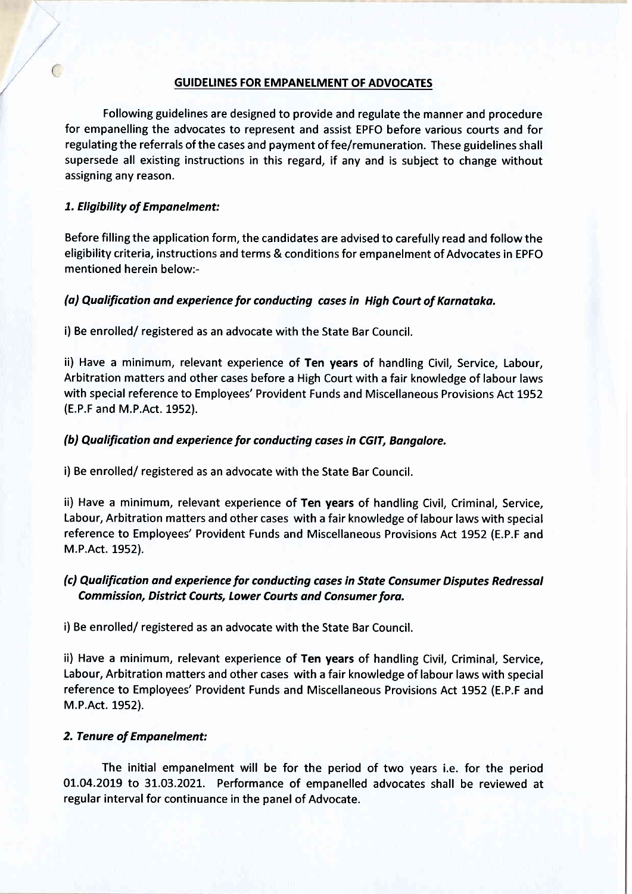## GUIDELINES FOR EMPANELMENT OF ADVOCATES

Following guidelines are designed to provide and regulate the manner and procedure for empanelling the advocates to represent and assist EPFO before various courts and for regulating the referrals of the cases and payment of fee/remuneration. These guidelines shall supersede all existing instructions in this regard, if any and is subject to change without assigning any reason.

### *1. Eligibility of Empanelment:*

Before filling the application form, the candidates are advised to carefully read and follow the eligibility criteria, instructions and terms & conditions for empanelment of Advocates in EPFO mentioned herein below:-

#### *(a) Qualification and experience for conducting cases in High Court of Karnataka.*

i) Be enrolled/ registered as an advocate with the State Bar Council.

ii) Have a minimum, relevant experience of **Ten years** of handling Civil, Service, Labour, Arbitration matters and other cases before a High Court with a fair knowledge of labour laws with special reference to Employees' Provident Funds and Miscellaneous Provisions Act 1952 (E.P.F and M.P.Act. 1952).

#### *(b) Qualification and experience for conducting cases in CGIT, Bangalore.*

i) Be enrolled/ registered as an advocate with the State Bar Council.

ii) Have a minimum, relevant experience of **Ten years** of handling Civil, Criminal, Service, Labour, Arbitration matters and other cases with a fair knowledge of labour laws with special reference to Employees' Provident Funds and Miscellaneous Provisions Act 1952 (E.P.F and M.P.Act. 1952).

#### *(c) Qualification and experience for conducting cases in State Consumer Disputes Redressal Commission, District Courts, Lower Courts and Consumer fora.*

i) Be enrolled/ registered as an advocate with the State Bar Council.

ii) Have a minimum, relevant experience of **Ten years** of handling Civil, Criminal, Service, Labour, Arbitration matters and other cases with a fair knowledge of labour laws with special reference to Employees' Provident Funds and Miscellaneous Provisions Act 1952 (E.P.F and M.P.Act. 1952).

### *2. Tenure of Empanelment:*

The initial empanelment will be for the period of two years i.e. for the period 01.04.2019 to 31.03.2021. Performance of empanelled advocates shall be reviewed at regular interval for continuance in the panel of Advocate.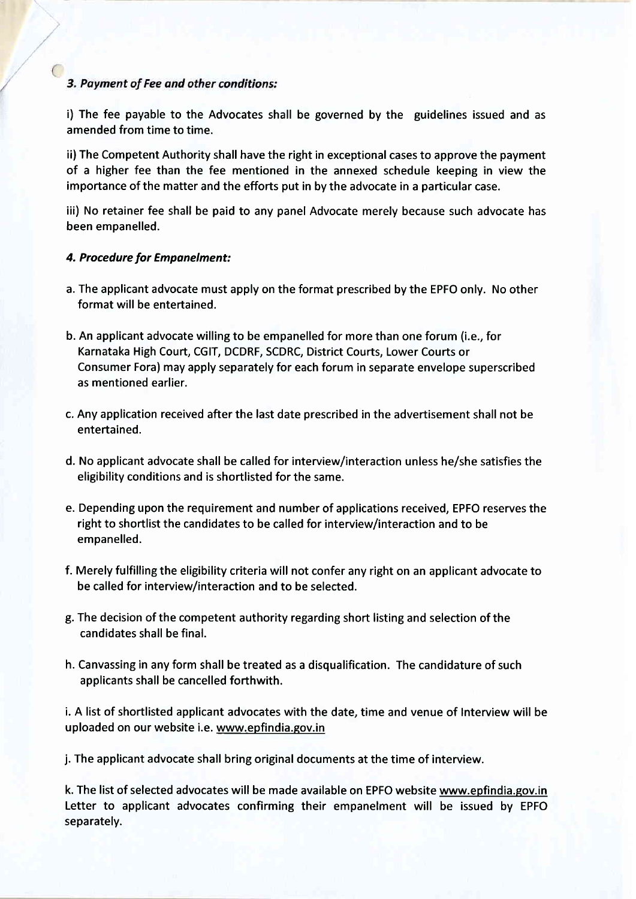### *3. Payment of Fee and other conditions:*

i) The fee payable to the Advocates shall be governed by the guidelines issued and as amended from time to time.

ii) The Competent Authority shall have the right in exceptional cases to approve the payment of a higher fee than the fee mentioned in the annexed schedule keeping in view the importance of the matter and the efforts put in by the advocate in a particular case.

iii) No retainer fee shall be paid to any panel Advocate merely because such advocate has been empanelled.

### *4. Procedure for Empanelment:*

a. The applicant advocate must apply on the format prescribed by the EPFO only. No other format will be entertained.

b. An applicant advocate willing to be empanelled for more than one forum (i.e., for Karnataka High Court, CGIT, DCDRF, SCDRC, District Courts, Lower Courts or Consumer Fora) may apply separately for each forum in separate envelope superscribed as mentioned earlier.

c. Any application received after the last date prescribed in the advertisement shall not be entertained.

d. No applicant advocate shall be called for interview/interaction unless he/she satisfies the eligibility conditions and is shortlisted for the same.

e. Depending upon the requirement and number of applications received, EPFO reserves the right to shortlist the candidates to be called for interview/interaction and to be empanelled.

f. Merely fulfilling the eligibility criteria will not confer any right on an applicant advocate to be called for interview/interaction and to be selected.

g. The decision of the competent authority regarding short listing and selection of the candidates shall be final.

h. Canvassing in any form shall be treated as a disqualification. The candidature of such applicants shall be cancelled forthwith.

i. A list of shortlisted applicant advocates with the date, time and venue of Interview will be uploaded on our website i.e. www.epfindia.gov.in

j. The applicant advocate shall bring original documents at the time of interview.

k. The list of selected advocates will be made available on EPFO website www.epfindia.gov.in Letter to applicant advocates confirming their empanelment will be issued by EPFO separately.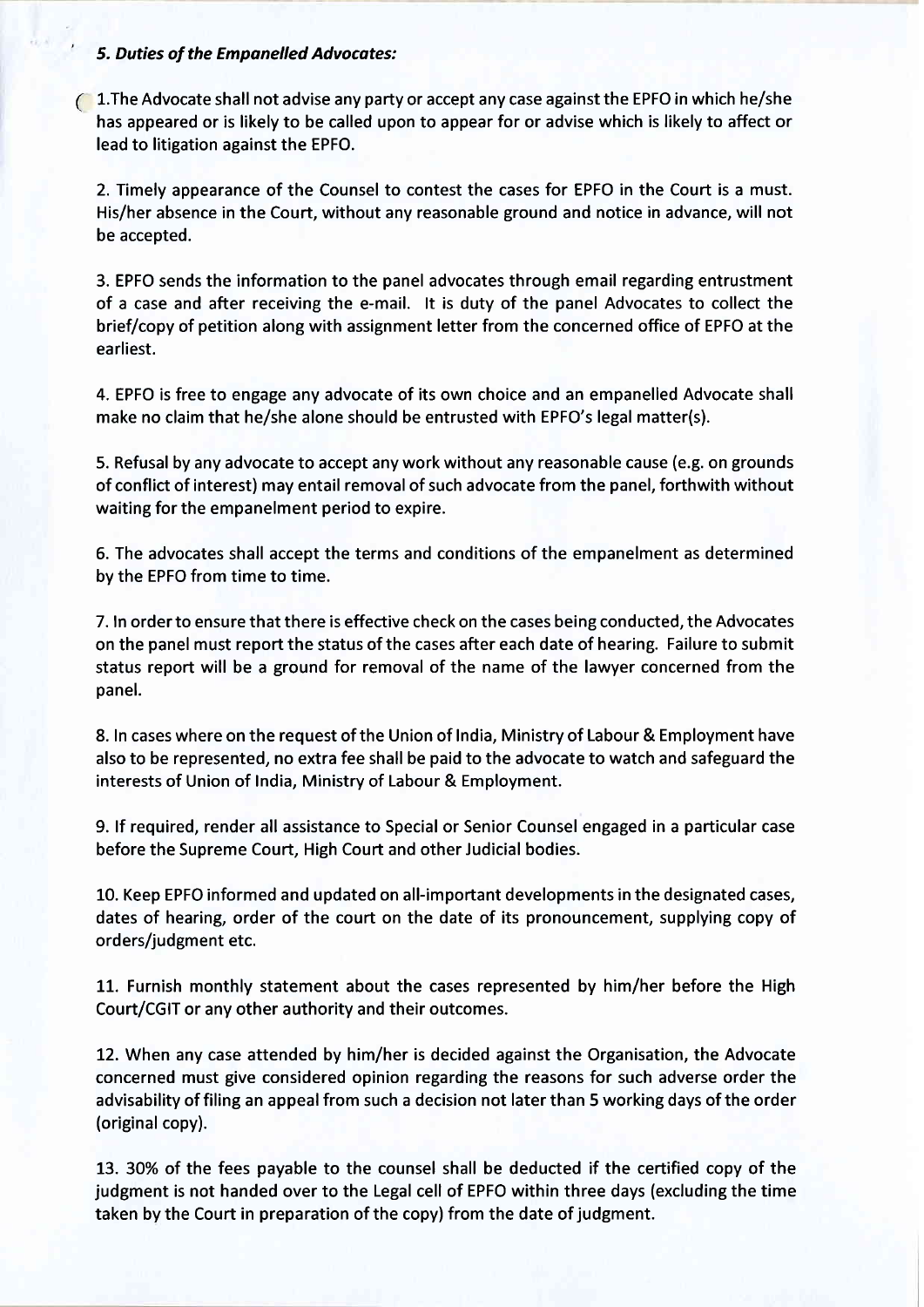### *5. Duties of the Empanelled Advocates:*

1. The Advocate shall not advise any party or accept any case against the EPFO in which he/she has appeared or is likely to be called upon to appear for or advise which is likely to affect or lead to litigation against the EPFO.

2. Timely appearance of the Counsel to contest the cases for EPFO in the Court is a must. His/her absence in the Court, without any reasonable ground and notice in advance, will not be accepted.

3. EPFO sends the information to the panel advocates through email regarding entrustment of a case and after receiving the e-mail. It is duty of the panel Advocates to collect the brief/copy of petition along with assignment letter from the concerned office of EPFO at the earliest.

4. EPFO is free to engage any advocate of its own choice and an empanelled Advocate shall make no claim that he/she alone should be entrusted with EPFO's legal matter(s).

5. Refusal by any advocate to accept any work without any reasonable cause (e.g. on grounds of conflict of interest) may entail removal of such advocate from the panel, forthwith without waiting for the empanelment period to expire.

6. The advocates shall accept the terms and conditions of the empanelment as determined by the EPFO from time to time.

7. In order to ensure that there is effective check on the cases being conducted, the Advocates on the panel must report the status of the cases after each date of hearing. Failure to submit status report will be a ground for removal of the name of the lawyer concerned from the panel.

8. In cases where on the request of the Union of India, Ministry of Labour & Employment have also to be represented, no extra fee shall be paid to the advocate to watch and safeguard the interests of Union of India, Ministry of Labour & Employment.

9. If required, render all assistance to Special or Senior Counsel engaged in a particular case before the Supreme Court, High Court and other Judicial bodies.

10. Keep EPFO informed and updated on all-important developments in the designated cases, dates of hearing, order of the court on the date of its pronouncement, supplying copy of orders/judgment etc.

11. Furnish monthly statement about the cases represented by him/her before the High Court/CGIT or any other authority and their outcomes.

12. When any case attended by him/her is decided against the Organisation, the Advocate concerned must give considered opinion regarding the reasons for such adverse order the advisability of filing an appeal from such a decision not later than 5 working days of the order (original copy).

13. 30% of the fees payable to the counsel shall be deducted if the certified copy of the judgment is not handed over to the Legal cell of EPFO within three days (excluding the time taken by the Court in preparation of the copy) from the date of judgment.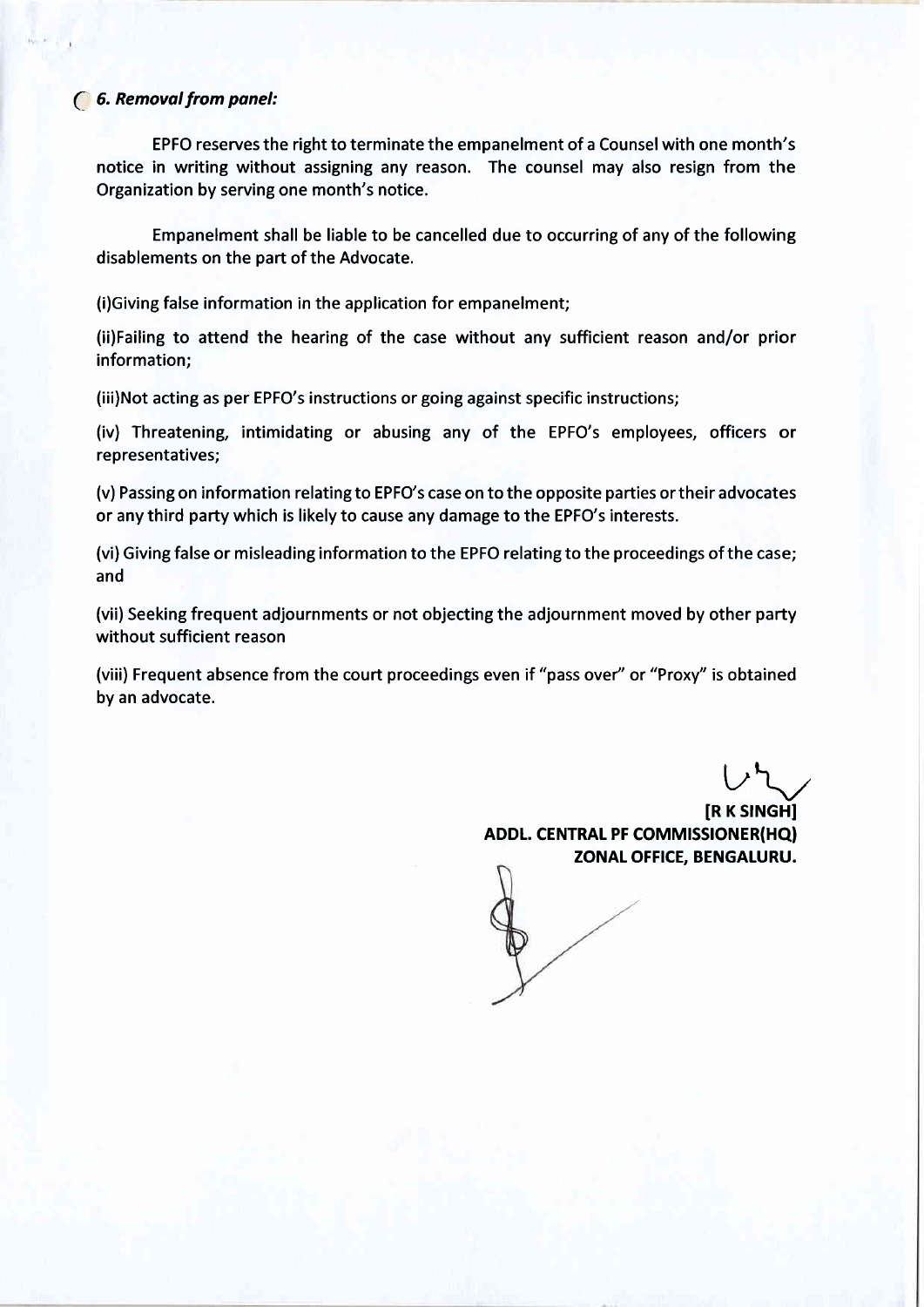### *6. Removal from panel:*

EPFO reserves the right to terminate the empanelment of a Counsel with one month's notice in writing without assigning any reason. The counsel may also resign from the Organization by serving one month's notice.

Empanelment shall be liable to be cancelled due to occurring of any of the following disablements on the part of the Advocate.

(i)Giving false information in the application for empanelment;

(ii)Failing to attend the hearing of the case without any sufficient reason and/or prior information;

(iii)Not acting as per EPFO's instructions or going against specific instructions;

(iv) Threatening, intimidating or abusing any of the EPFO's employees, officers or representatives;

(v) Passing on information relating to EPFO's case on to the opposite parties or their advocates or any third party which is likely to cause any damage to the EPFO's interests.

(vi) Giving false or misleading information to the EPFO relating to the proceedings of the case; and

(vii) Seeking frequent adjournments or not objecting the adjournment moved by other party without sufficient reason

(viii) Frequent absence from the court proceedings even if "pass over" or "Proxy" is obtained by an advocate.

**[R K SINGH]**
**ADDL. CENTRAL PF COMMISSIONER(HQ)**
**ZONAL OFFICE, BENGALURU.**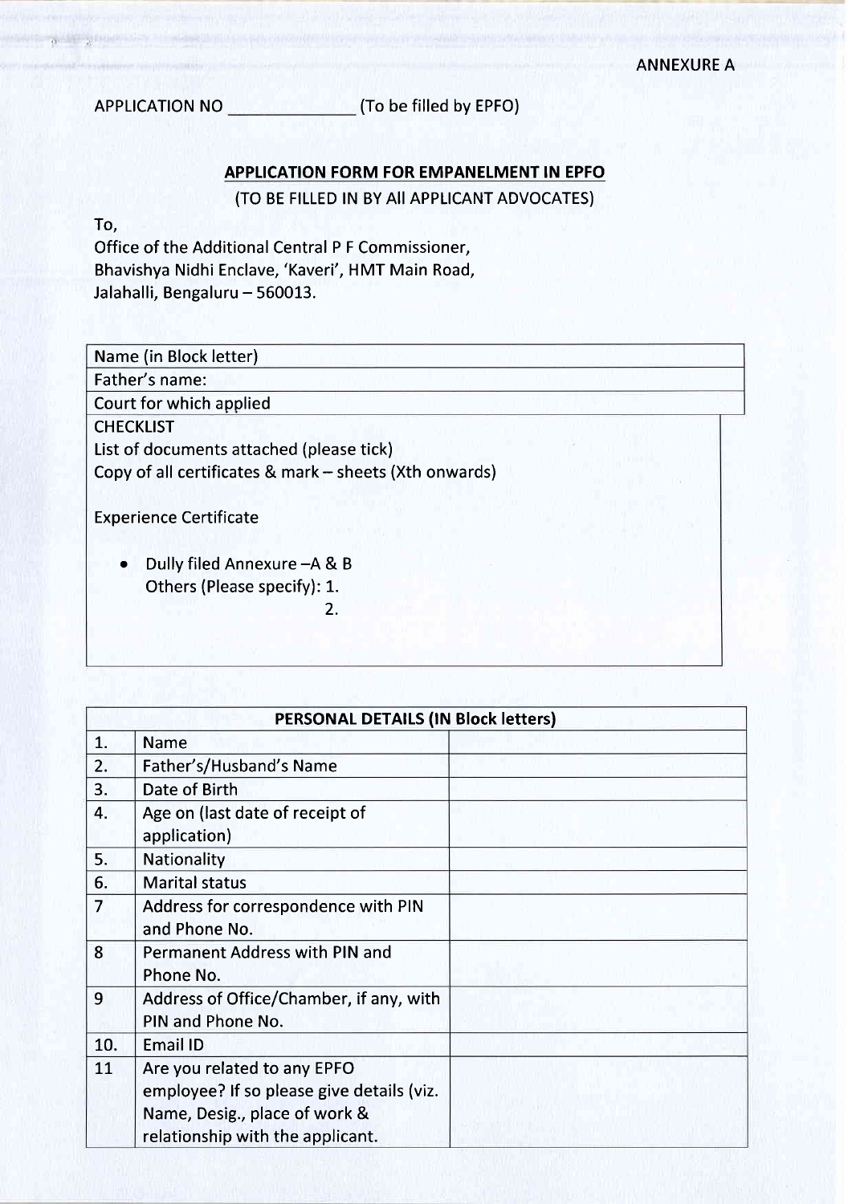ANNEXURE A

APPLICATION NO \_\_\_\_\_\_\_\_\_\_\_\_\_ (To be filled by EPFO)

## APPLICATION FORM FOR EMPANELMENT IN EPFO

(TO BE FILLED IN BY All APPLICANT ADVOCATES)

To,
Office of the Additional Central P F Commissioner,
Bhavishya Nidhi Enclave, 'Kaveri', HMT Main Road,
Jalahalli, Bengaluru – 560013.

| Name (in Block letter) |
|---|
| Father's name: |
| Court for which applied |

CHECKLIST

List of documents attached (please tick)

Copy of all certificates & mark – sheets (Xth onwards)

Experience Certificate

- Dully filed Annexure –A & B
  Others (Please specify): 1.
  2.

| PERSONAL DETAILS (IN Block letters) | | |
|---|---|---|
| 1. | Name | |
| 2. | Father's/Husband's Name | |
| 3. | Date of Birth | |
| 4. | Age on (last date of receipt of application) | |
| 5. | Nationality | |
| 6. | Marital status | |
| 7 | Address for correspondence with PIN and Phone No. | |
| 8 | Permanent Address with PIN and Phone No. | |
| 9 | Address of Office/Chamber, if any, with PIN and Phone No. | |
| 10. | Email ID | |
| 11 | Are you related to any EPFO employee? If so please give details (viz. Name, Desig., place of work & relationship with the applicant. | |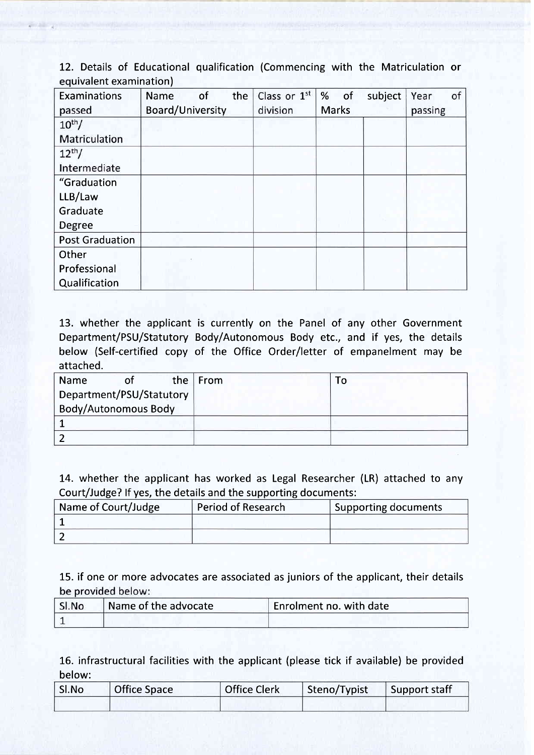12. Details of Educational qualification (Commencing with the Matriculation or equivalent examination)

| Examinations passed | Name of the Board/University | Class or 1st division | % of Marks | subject | Year of passing |
|---|---|---|---|---|---|
| 10th/ Matriculation | | | | | |
| 12th/ Intermediate | | | | | |
| "Graduation LLB/Law Graduate Degree | | | | | |
| Post Graduation | | | | | |
| Other Professional Qualification | | | | | |

13. whether the applicant is currently on the Panel of any other Government Department/PSU/Statutory Body/Autonomous Body etc., and if yes, the details below (Self-certified copy of the Office Order/letter of empanelment may be attached.

| Name of the Department/PSU/Statutory Body/Autonomous Body | From | To |
|---|---|---|
| 1 | | |
| 2 | | |

14. whether the applicant has worked as Legal Researcher (LR) attached to any Court/Judge? If yes, the details and the supporting documents:

| Name of Court/Judge | Period of Research | Supporting documents |
|---|---|---|
| 1 | | |
| 2 | | |

15. if one or more advocates are associated as juniors of the applicant, their details be provided below:

| Sl.No | Name of the advocate | Enrolment no. with date |
|---|---|---|
| 1 | | |

16. infrastructural facilities with the applicant (please tick if available) be provided below:

| Sl.No | Office Space | Office Clerk | Steno/Typist | Support staff |
|---|---|---|---|---|
| | | | | |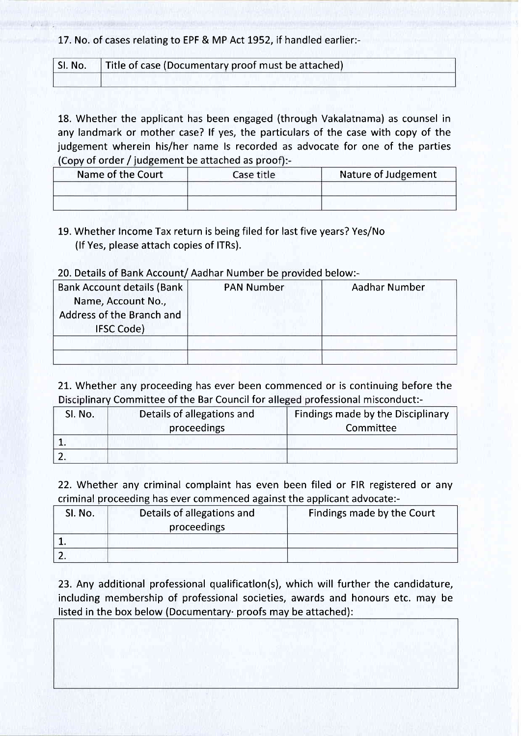17. No. of cases relating to EPF & MP Act 1952, if handled earlier:-

| Sl. No. | Title of case (Documentary proof must be attached) |
| --- | --- |
| | |

18. Whether the applicant has been engaged (through Vakalatnama) as counsel in any landmark or mother case? If yes, the particulars of the case with copy of the judgement wherein his/her name Is recorded as advocate for one of the parties (Copy of order / judgement be attached as proof):-

| Name of the Court | Case title | Nature of Judgement |
| --- | --- | --- |
| | | |
| | | |

19. Whether Income Tax return is being filed for last five years? Yes/No
(If Yes, please attach copies of ITRs).

20. Details of Bank Account/ Aadhar Number be provided below:-

| Bank Account details (Bank Name, Account No., Address of the Branch and IFSC Code) | PAN Number | Aadhar Number |
| --- | --- | --- |
| | | |
| | | |

21. Whether any proceeding has ever been commenced or is continuing before the Disciplinary Committee of the Bar Council for alleged professional misconduct:-

| Sl. No. | Details of allegations and proceedings | Findings made by the Disciplinary Committee |
| --- | --- | --- |
| 1. | | |
| 2. | | |

22. Whether any criminal complaint has even been filed or FIR registered or any criminal proceeding has ever commenced against the applicant advocate:-

| Sl. No. | Details of allegations and proceedings | Findings made by the Court |
| --- | --- | --- |
| 1. | | |
| 2. | | |

23. Any additional professional qualificatlon(s), which will further the candidature, including membership of professional societies, awards and honours etc. may be listed in the box below (Documentary· proofs may be attached):

| |
| --- |
| |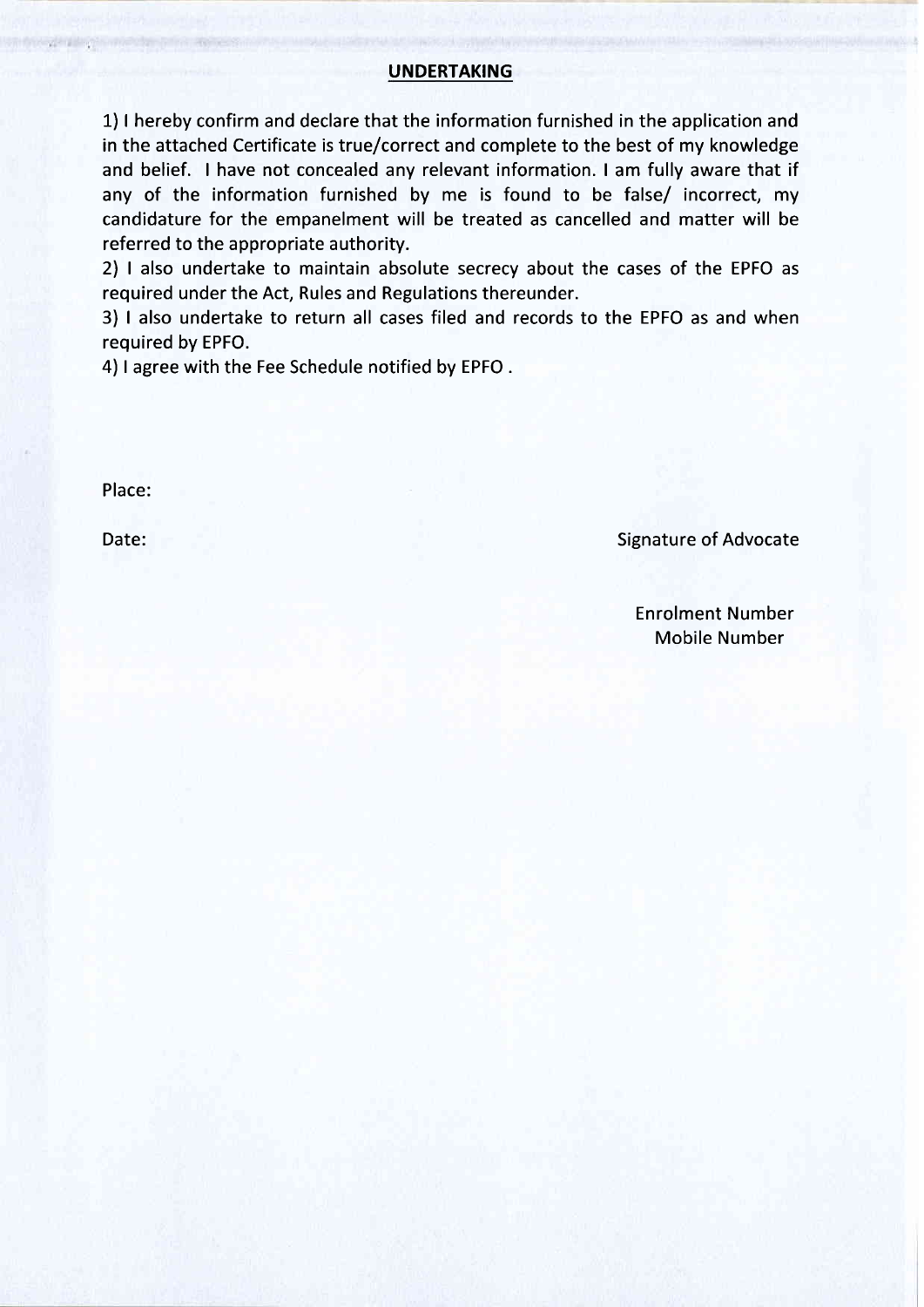## UNDERTAKING

1) I hereby confirm and declare that the information furnished in the application and in the attached Certificate is true/correct and complete to the best of my knowledge and belief. I have not concealed any relevant information. I am fully aware that if any of the information furnished by me is found to be false/ incorrect, my candidature for the empanelment will be treated as cancelled and matter will be referred to the appropriate authority.

2) I also undertake to maintain absolute secrecy about the cases of the EPFO as required under the Act, Rules and Regulations thereunder.

3) I also undertake to return all cases filed and records to the EPFO as and when required by EPFO.

4) I agree with the Fee Schedule notified by EPFO .

Place:

Date:

Signature of Advocate

Enrolment Number

Mobile Number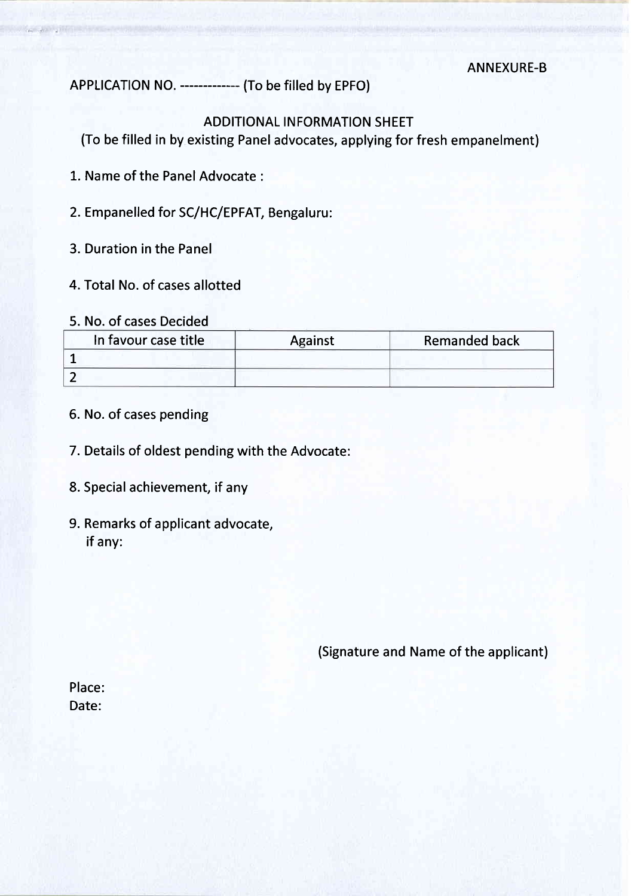ANNEXURE-B

APPLICATION NO. ------------- (To be filled by EPFO)

## ADDITIONAL INFORMATION SHEET

(To be filled in by existing Panel advocates, applying for fresh empanelment)

1. Name of the Panel Advocate :

2. Empanelled for SC/HC/EPFAT, Bengaluru:

3. Duration in the Panel

4. Total No. of cases allotted

5. No. of cases Decided

| In favour case title | Against | Remanded back |
|---|---|---|
| 1 | | |
| 2 | | |

6. No. of cases pending

7. Details of oldest pending with the Advocate:

8. Special achievement, if any

9. Remarks of applicant advocate,
   if any:

(Signature and Name of the applicant)

Place:
Date: